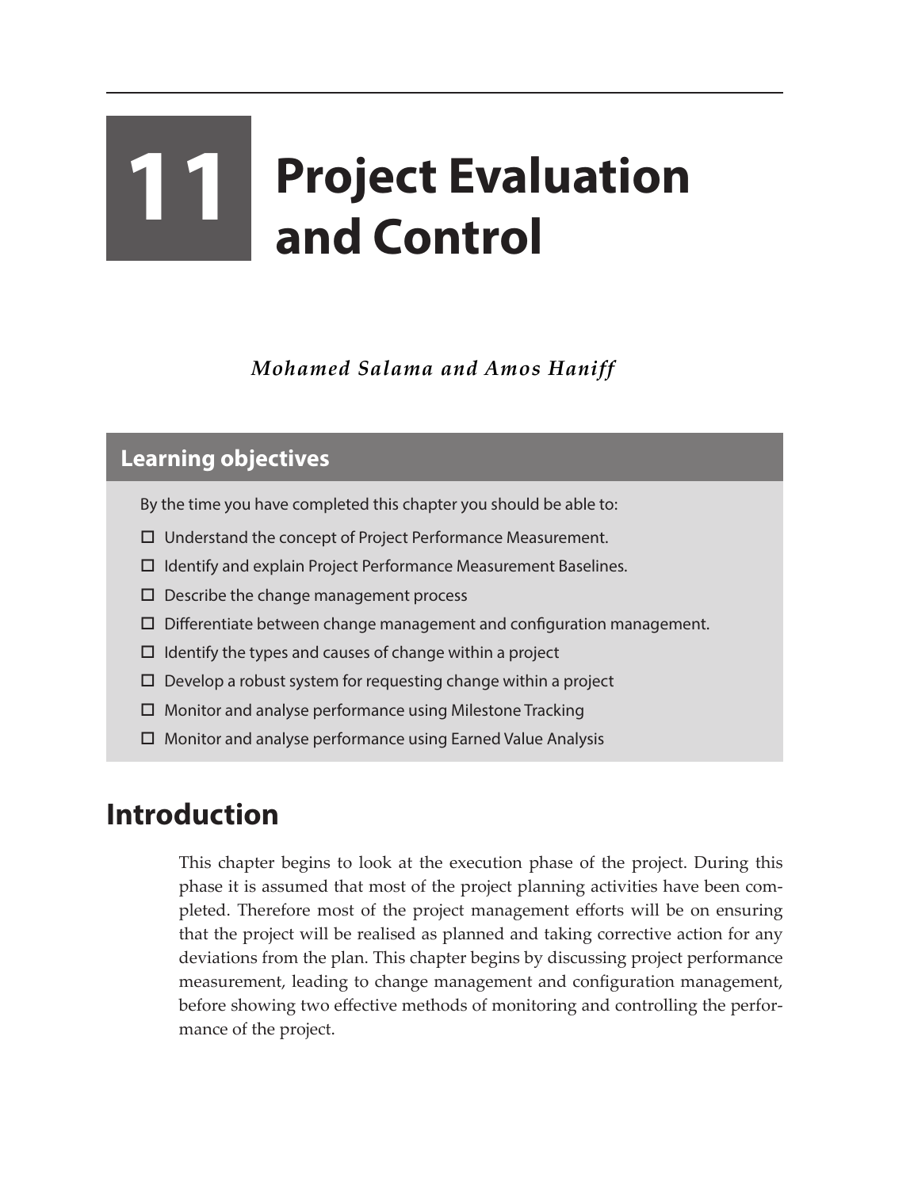# 11 Project Evaluation and Control

***Mohamed Salama and Amos Haniff***

## Learning objectives

By the time you have completed this chapter you should be able to:

- ☐ Understand the concept of Project Performance Measurement.
- ☐ Identify and explain Project Performance Measurement Baselines.
- ☐ Describe the change management process
- ☐ Differentiate between change management and configuration management.
- ☐ Identify the types and causes of change within a project
- ☐ Develop a robust system for requesting change within a project
- ☐ Monitor and analyse performance using Milestone Tracking
- ☐ Monitor and analyse performance using Earned Value Analysis

## Introduction

This chapter begins to look at the execution phase of the project. During this phase it is assumed that most of the project planning activities have been completed. Therefore most of the project management efforts will be on ensuring that the project will be realised as planned and taking corrective action for any deviations from the plan. This chapter begins by discussing project performance measurement, leading to change management and configuration management, before showing two effective methods of monitoring and controlling the performance of the project.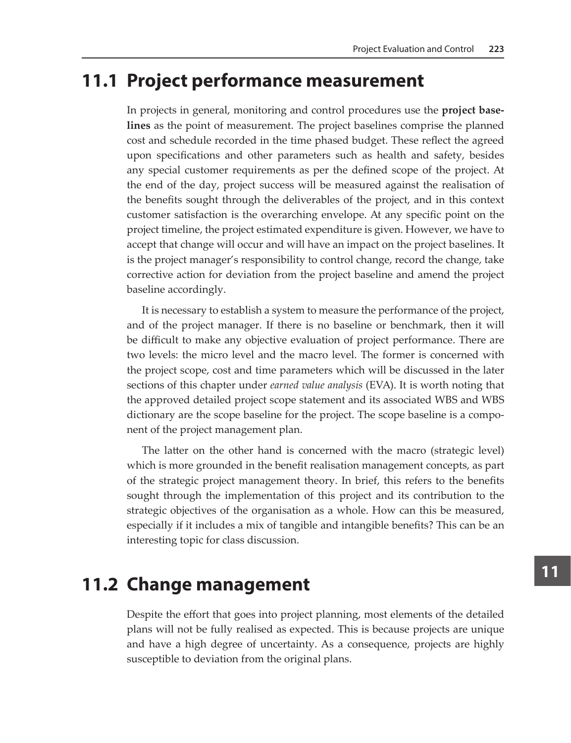## 11.1 Project performance measurement

In projects in general, monitoring and control procedures use the **project baselines** as the point of measurement. The project baselines comprise the planned cost and schedule recorded in the time phased budget. These reflect the agreed upon specifications and other parameters such as health and safety, besides any special customer requirements as per the defined scope of the project. At the end of the day, project success will be measured against the realisation of the benefits sought through the deliverables of the project, and in this context customer satisfaction is the overarching envelope. At any specific point on the project timeline, the project estimated expenditure is given. However, we have to accept that change will occur and will have an impact on the project baselines. It is the project manager's responsibility to control change, record the change, take corrective action for deviation from the project baseline and amend the project baseline accordingly.

It is necessary to establish a system to measure the performance of the project, and of the project manager. If there is no baseline or benchmark, then it will be difficult to make any objective evaluation of project performance. There are two levels: the micro level and the macro level. The former is concerned with the project scope, cost and time parameters which will be discussed in the later sections of this chapter under *earned value analysis* (EVA). It is worth noting that the approved detailed project scope statement and its associated WBS and WBS dictionary are the scope baseline for the project. The scope baseline is a component of the project management plan.

The latter on the other hand is concerned with the macro (strategic level) which is more grounded in the benefit realisation management concepts, as part of the strategic project management theory. In brief, this refers to the benefits sought through the implementation of this project and its contribution to the strategic objectives of the organisation as a whole. How can this be measured, especially if it includes a mix of tangible and intangible benefits? This can be an interesting topic for class discussion.

## 11.2 Change management

Despite the effort that goes into project planning, most elements of the detailed plans will not be fully realised as expected. This is because projects are unique and have a high degree of uncertainty. As a consequence, projects are highly susceptible to deviation from the original plans.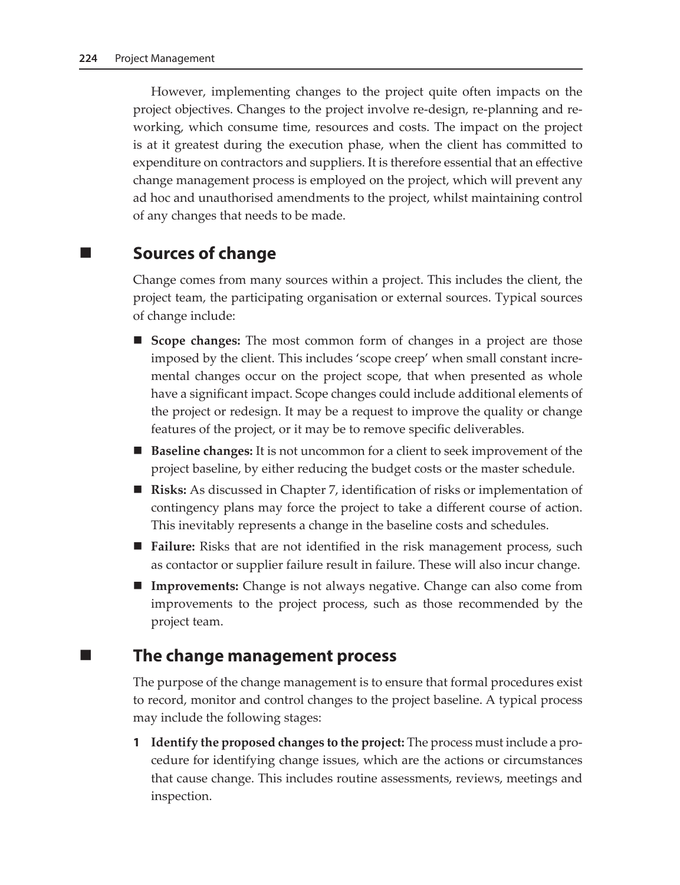However, implementing changes to the project quite often impacts on the project objectives. Changes to the project involve re-design, re-planning and re-working, which consume time, resources and costs. The impact on the project is at it greatest during the execution phase, when the client has committed to expenditure on contractors and suppliers. It is therefore essential that an effective change management process is employed on the project, which will prevent any ad hoc and unauthorised amendments to the project, whilst maintaining control of any changes that needs to be made.

## Sources of change

Change comes from many sources within a project. This includes the client, the project team, the participating organisation or external sources. Typical sources of change include:

- **Scope changes:** The most common form of changes in a project are those imposed by the client. This includes 'scope creep' when small constant incremental changes occur on the project scope, that when presented as whole have a significant impact. Scope changes could include additional elements of the project or redesign. It may be a request to improve the quality or change features of the project, or it may be to remove specific deliverables.
- **Baseline changes:** It is not uncommon for a client to seek improvement of the project baseline, by either reducing the budget costs or the master schedule.
- **Risks:** As discussed in Chapter 7, identification of risks or implementation of contingency plans may force the project to take a different course of action. This inevitably represents a change in the baseline costs and schedules.
- **Failure:** Risks that are not identified in the risk management process, such as contactor or supplier failure result in failure. These will also incur change.
- **Improvements:** Change is not always negative. Change can also come from improvements to the project process, such as those recommended by the project team.

## The change management process

The purpose of the change management is to ensure that formal procedures exist to record, monitor and control changes to the project baseline. A typical process may include the following stages:

1. **Identify the proposed changes to the project:** The process must include a procedure for identifying change issues, which are the actions or circumstances that cause change. This includes routine assessments, reviews, meetings and inspection.